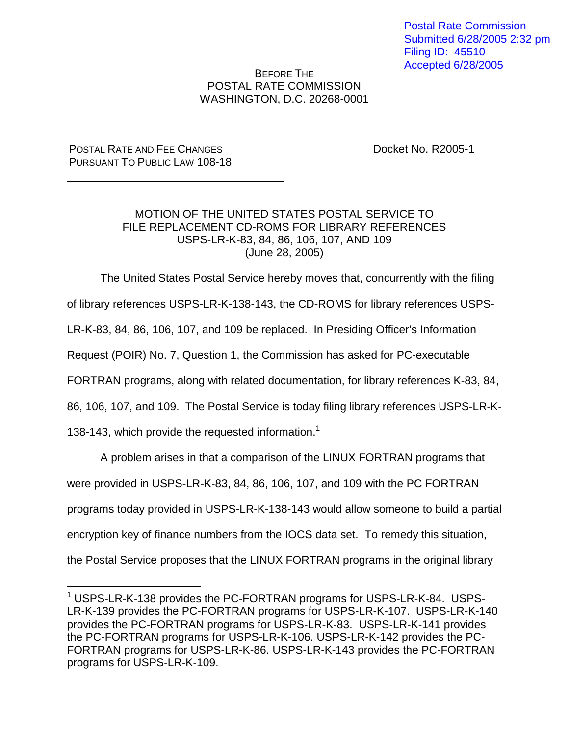Postal Rate Commission
Submitted 6/28/2005 2:32 pm
Filing ID: 45510
Accepted 6/28/2005

BEFORE THE
POSTAL RATE COMMISSION
WASHINGTON, D.C. 20268-0001

| POSTAL RATE AND FEE CHANGES PURSUANT TO PUBLIC LAW 108-18 | Docket No. R2005-1 |
|---|---|

MOTION OF THE UNITED STATES POSTAL SERVICE TO FILE REPLACEMENT CD-ROMS FOR LIBRARY REFERENCES USPS-LR-K-83, 84, 86, 106, 107, AND 109
(June 28, 2005)

The United States Postal Service hereby moves that, concurrently with the filing of library references USPS-LR-K-138-143, the CD-ROMS for library references USPS-LR-K-83, 84, 86, 106, 107, and 109 be replaced. In Presiding Officer's Information Request (POIR) No. 7, Question 1, the Commission has asked for PC-executable FORTRAN programs, along with related documentation, for library references K-83, 84, 86, 106, 107, and 109. The Postal Service is today filing library references USPS-LR-K-138-143, which provide the requested information.[1]

A problem arises in that a comparison of the LINUX FORTRAN programs that were provided in USPS-LR-K-83, 84, 86, 106, 107, and 109 with the PC FORTRAN programs today provided in USPS-LR-K-138-143 would allow someone to build a partial encryption key of finance numbers from the IOCS data set. To remedy this situation, the Postal Service proposes that the LINUX FORTRAN programs in the original library

[1] USPS-LR-K-138 provides the PC-FORTRAN programs for USPS-LR-K-84. USPS-LR-K-139 provides the PC-FORTRAN programs for USPS-LR-K-107. USPS-LR-K-140 provides the PC-FORTRAN programs for USPS-LR-K-83. USPS-LR-K-141 provides the PC-FORTRAN programs for USPS-LR-K-106. USPS-LR-K-142 provides the PC-FORTRAN programs for USPS-LR-K-86. USPS-LR-K-143 provides the PC-FORTRAN programs for USPS-LR-K-109.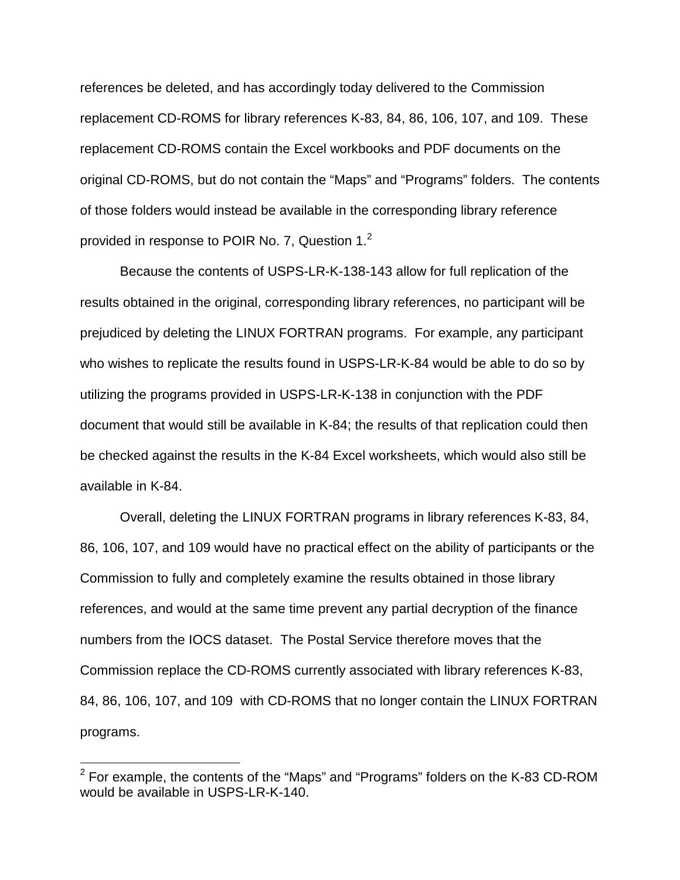references be deleted, and has accordingly today delivered to the Commission replacement CD-ROMS for library references K-83, 84, 86, 106, 107, and 109. These replacement CD-ROMS contain the Excel workbooks and PDF documents on the original CD-ROMS, but do not contain the "Maps" and "Programs" folders. The contents of those folders would instead be available in the corresponding library reference provided in response to POIR No. 7, Question 1.[2]

Because the contents of USPS-LR-K-138-143 allow for full replication of the results obtained in the original, corresponding library references, no participant will be prejudiced by deleting the LINUX FORTRAN programs. For example, any participant who wishes to replicate the results found in USPS-LR-K-84 would be able to do so by utilizing the programs provided in USPS-LR-K-138 in conjunction with the PDF document that would still be available in K-84; the results of that replication could then be checked against the results in the K-84 Excel worksheets, which would also still be available in K-84.

Overall, deleting the LINUX FORTRAN programs in library references K-83, 84, 86, 106, 107, and 109 would have no practical effect on the ability of participants or the Commission to fully and completely examine the results obtained in those library references, and would at the same time prevent any partial decryption of the finance numbers from the IOCS dataset. The Postal Service therefore moves that the Commission replace the CD-ROMS currently associated with library references K-83, 84, 86, 106, 107, and 109 with CD-ROMS that no longer contain the LINUX FORTRAN programs.

---

[2] For example, the contents of the "Maps" and "Programs" folders on the K-83 CD-ROM would be available in USPS-LR-K-140.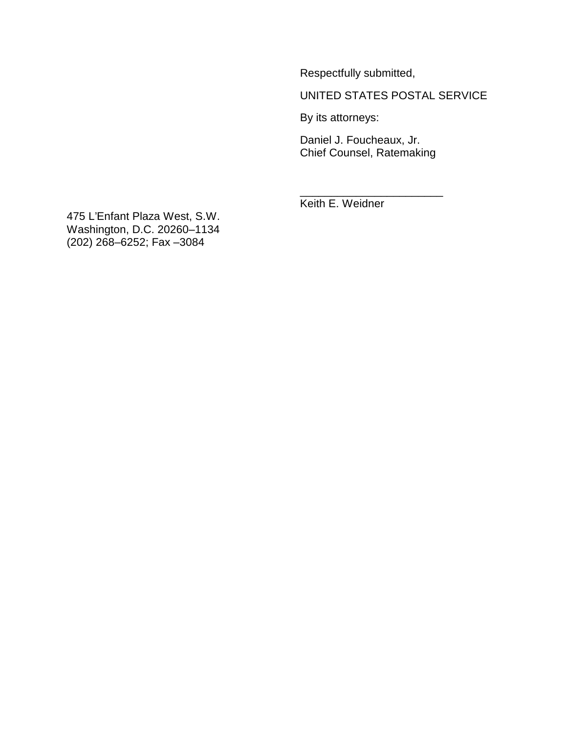Respectfully submitted,

UNITED STATES POSTAL SERVICE

By its attorneys:

Daniel J. Foucheaux, Jr.
Chief Counsel, Ratemaking

\_\_\_\_\_\_\_\_\_\_\_\_\_\_\_\_\_\_\_\_\_\_\_\_
Keith E. Weidner

475 L'Enfant Plaza West, S.W.
Washington, D.C. 20260–1134
(202) 268–6252; Fax –3084